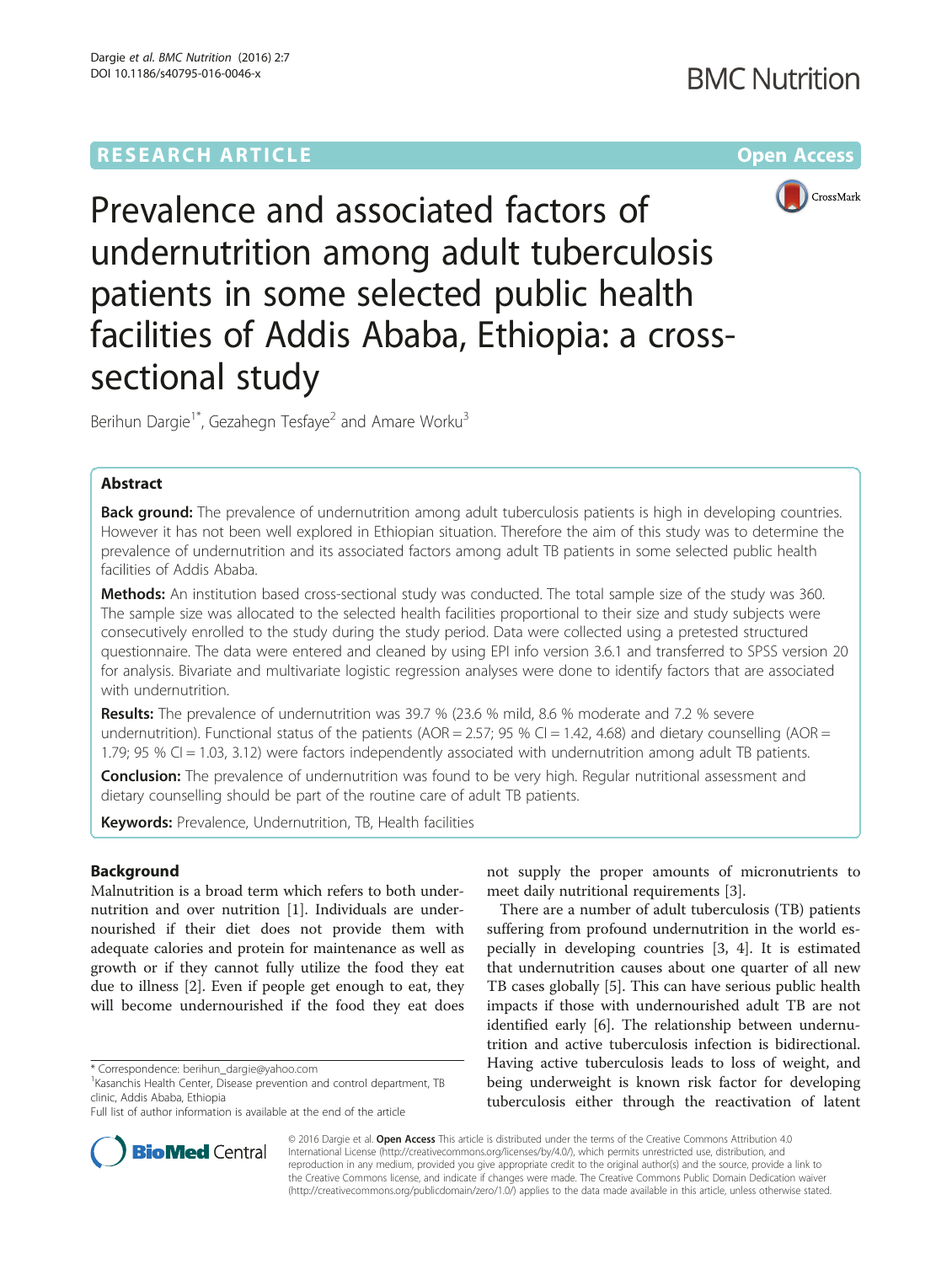RESEARCH ARTICLE

Open Access

# Prevalence and associated factors of undernutrition among adult tuberculosis patients in some selected public health facilities of Addis Ababa, Ethiopia: a cross-sectional study

Berihun Dargie[1*], Gezahegn Tesfaye[2] and Amare Worku[3]

## Abstract

**Back ground:** The prevalence of undernutrition among adult tuberculosis patients is high in developing countries. However it has not been well explored in Ethiopian situation. Therefore the aim of this study was to determine the prevalence of undernutrition and its associated factors among adult TB patients in some selected public health facilities of Addis Ababa.

**Methods:** An institution based cross-sectional study was conducted. The total sample size of the study was 360. The sample size was allocated to the selected health facilities proportional to their size and study subjects were consecutively enrolled to the study during the study period. Data were collected using a pretested structured questionnaire. The data were entered and cleaned by using EPI info version 3.6.1 and transferred to SPSS version 20 for analysis. Bivariate and multivariate logistic regression analyses were done to identify factors that are associated with undernutrition.

**Results:** The prevalence of undernutrition was 39.7 % (23.6 % mild, 8.6 % moderate and 7.2 % severe undernutrition). Functional status of the patients (AOR = 2.57; 95 % CI = 1.42, 4.68) and dietary counselling (AOR = 1.79; 95 % CI = 1.03, 3.12) were factors independently associated with undernutrition among adult TB patients.

**Conclusion:** The prevalence of undernutrition was found to be very high. Regular nutritional assessment and dietary counselling should be part of the routine care of adult TB patients.

**Keywords:** Prevalence, Undernutrition, TB, Health facilities

## Background

Malnutrition is a broad term which refers to both undernutrition and over nutrition [1]. Individuals are undernourished if their diet does not provide them with adequate calories and protein for maintenance as well as growth or if they cannot fully utilize the food they eat due to illness [2]. Even if people get enough to eat, they will become undernourished if the food they eat does not supply the proper amounts of micronutrients to meet daily nutritional requirements [3].

There are a number of adult tuberculosis (TB) patients suffering from profound undernutrition in the world especially in developing countries [3, 4]. It is estimated that undernutrition causes about one quarter of all new TB cases globally [5]. This can have serious public health impacts if those with undernourished adult TB are not identified early [6]. The relationship between undernutrition and active tuberculosis infection is bidirectional. Having active tuberculosis leads to loss of weight, and being underweight is known risk factor for developing tuberculosis either through the reactivation of latent

\* Correspondence: berihun_dargie@yahoo.com
[1]Kasanchis Health Center, Disease prevention and control department, TB clinic, Addis Ababa, Ethiopia
Full list of author information is available at the end of the article

© 2016 Dargie et al. **Open Access** This article is distributed under the terms of the Creative Commons Attribution 4.0 International License (http://creativecommons.org/licenses/by/4.0/), which permits unrestricted use, distribution, and reproduction in any medium, provided you give appropriate credit to the original author(s) and the source, provide a link to the Creative Commons license, and indicate if changes were made. The Creative Commons Public Domain Dedication waiver (http://creativecommons.org/publicdomain/zero/1.0/) applies to the data made available in this article, unless otherwise stated.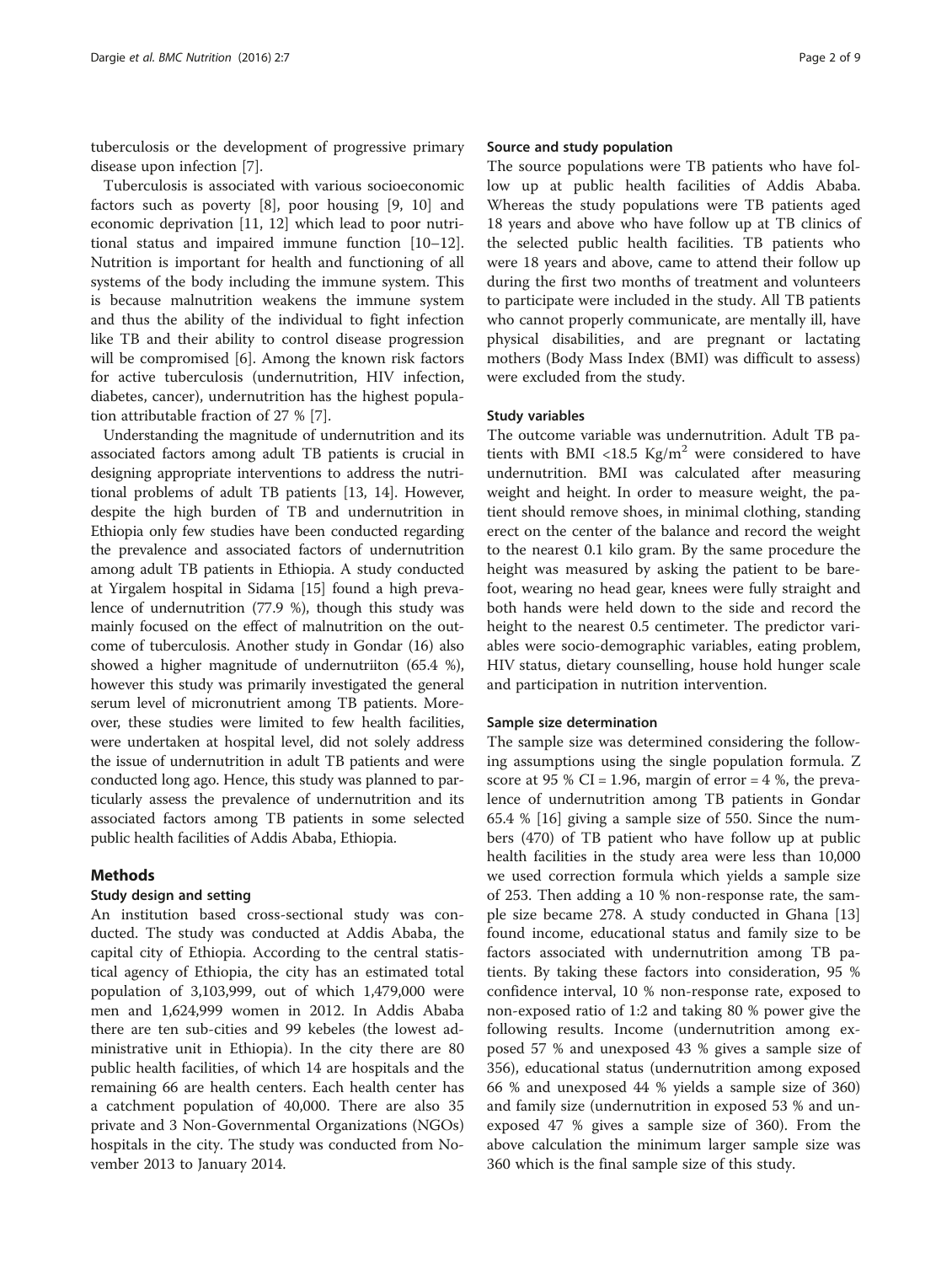tuberculosis or the development of progressive primary disease upon infection [7].

Tuberculosis is associated with various socioeconomic factors such as poverty [8], poor housing [9, 10] and economic deprivation [11, 12] which lead to poor nutritional status and impaired immune function [10–12]. Nutrition is important for health and functioning of all systems of the body including the immune system. This is because malnutrition weakens the immune system and thus the ability of the individual to fight infection like TB and their ability to control disease progression will be compromised [6]. Among the known risk factors for active tuberculosis (undernutrition, HIV infection, diabetes, cancer), undernutrition has the highest population attributable fraction of 27 % [7].

Understanding the magnitude of undernutrition and its associated factors among adult TB patients is crucial in designing appropriate interventions to address the nutritional problems of adult TB patients [13, 14]. However, despite the high burden of TB and undernutrition in Ethiopia only few studies have been conducted regarding the prevalence and associated factors of undernutrition among adult TB patients in Ethiopia. A study conducted at Yirgalem hospital in Sidama [15] found a high prevalence of undernutrition (77.9 %), though this study was mainly focused on the effect of malnutrition on the outcome of tuberculosis. Another study in Gondar (16) also showed a higher magnitude of undernutriiton (65.4 %), however this study was primarily investigated the general serum level of micronutrient among TB patients. Moreover, these studies were limited to few health facilities, were undertaken at hospital level, did not solely address the issue of undernutrition in adult TB patients and were conducted long ago. Hence, this study was planned to particularly assess the prevalence of undernutrition and its associated factors among TB patients in some selected public health facilities of Addis Ababa, Ethiopia.

## Methods

### Study design and setting

An institution based cross-sectional study was conducted. The study was conducted at Addis Ababa, the capital city of Ethiopia. According to the central statistical agency of Ethiopia, the city has an estimated total population of 3,103,999, out of which 1,479,000 were men and 1,624,999 women in 2012. In Addis Ababa there are ten sub-cities and 99 kebeles (the lowest administrative unit in Ethiopia). In the city there are 80 public health facilities, of which 14 are hospitals and the remaining 66 are health centers. Each health center has a catchment population of 40,000. There are also 35 private and 3 Non-Governmental Organizations (NGOs) hospitals in the city. The study was conducted from November 2013 to January 2014.

### Source and study population

The source populations were TB patients who have follow up at public health facilities of Addis Ababa. Whereas the study populations were TB patients aged 18 years and above who have follow up at TB clinics of the selected public health facilities. TB patients who were 18 years and above, came to attend their follow up during the first two months of treatment and volunteers to participate were included in the study. All TB patients who cannot properly communicate, are mentally ill, have physical disabilities, and are pregnant or lactating mothers (Body Mass Index (BMI) was difficult to assess) were excluded from the study.

### Study variables

The outcome variable was undernutrition. Adult TB patients with BMI <18.5 Kg/m$^2$ were considered to have undernutrition. BMI was calculated after measuring weight and height. In order to measure weight, the patient should remove shoes, in minimal clothing, standing erect on the center of the balance and record the weight to the nearest 0.1 kilo gram. By the same procedure the height was measured by asking the patient to be barefoot, wearing no head gear, knees were fully straight and both hands were held down to the side and record the height to the nearest 0.5 centimeter. The predictor variables were socio-demographic variables, eating problem, HIV status, dietary counselling, house hold hunger scale and participation in nutrition intervention.

### Sample size determination

The sample size was determined considering the following assumptions using the single population formula. Z score at 95 % CI = 1.96, margin of error = 4 %, the prevalence of undernutrition among TB patients in Gondar 65.4 % [16] giving a sample size of 550. Since the numbers (470) of TB patient who have follow up at public health facilities in the study area were less than 10,000 we used correction formula which yields a sample size of 253. Then adding a 10 % non-response rate, the sample size became 278. A study conducted in Ghana [13] found income, educational status and family size to be factors associated with undernutrition among TB patients. By taking these factors into consideration, 95 % confidence interval, 10 % non-response rate, exposed to non-exposed ratio of 1:2 and taking 80 % power give the following results. Income (undernutrition among exposed 57 % and unexposed 43 % gives a sample size of 356), educational status (undernutrition among exposed 66 % and unexposed 44 % yields a sample size of 360) and family size (undernutrition in exposed 53 % and unexposed 47 % gives a sample size of 360). From the above calculation the minimum larger sample size was 360 which is the final sample size of this study.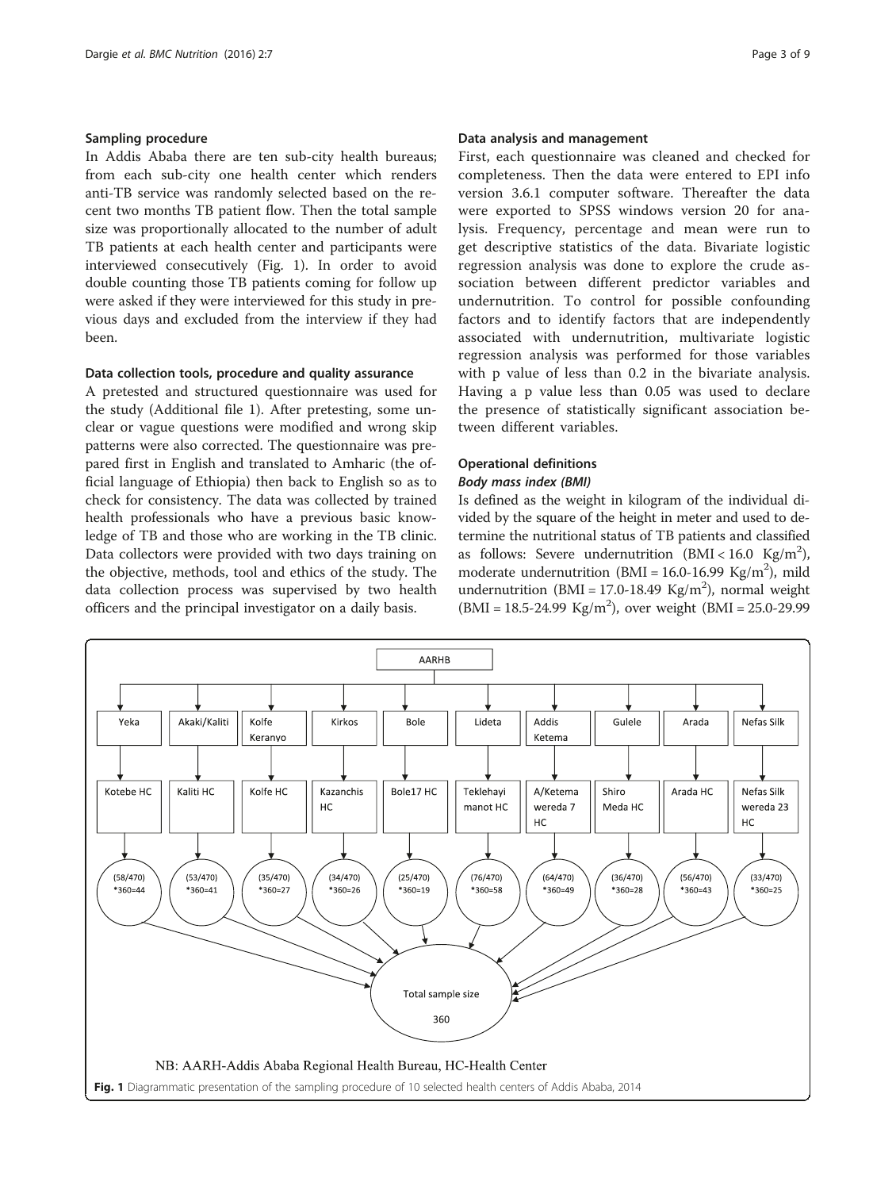### Sampling procedure

In Addis Ababa there are ten sub-city health bureaus; from each sub-city one health center which renders anti-TB service was randomly selected based on the recent two months TB patient flow. Then the total sample size was proportionally allocated to the number of adult TB patients at each health center and participants were interviewed consecutively (Fig. 1). In order to avoid double counting those TB patients coming for follow up were asked if they were interviewed for this study in previous days and excluded from the interview if they had been.

### Data collection tools, procedure and quality assurance

A pretested and structured questionnaire was used for the study (Additional file 1). After pretesting, some unclear or vague questions were modified and wrong skip patterns were also corrected. The questionnaire was prepared first in English and translated to Amharic (the official language of Ethiopia) then back to English so as to check for consistency. The data was collected by trained health professionals who have a previous basic knowledge of TB and those who are working in the TB clinic. Data collectors were provided with two days training on the objective, methods, tool and ethics of the study. The data collection process was supervised by two health officers and the principal investigator on a daily basis.

### Data analysis and management

First, each questionnaire was cleaned and checked for completeness. Then the data were entered to EPI info version 3.6.1 computer software. Thereafter the data were exported to SPSS windows version 20 for analysis. Frequency, percentage and mean were run to get descriptive statistics of the data. Bivariate logistic regression analysis was done to explore the crude association between different predictor variables and undernutrition. To control for possible confounding factors and to identify factors that are independently associated with undernutrition, multivariate logistic regression analysis was performed for those variables with p value of less than 0.2 in the bivariate analysis. Having a p value less than 0.05 was used to declare the presence of statistically significant association between different variables.

### Operational definitions

#### *Body mass index (BMI)*

Is defined as the weight in kilogram of the individual divided by the square of the height in meter and used to determine the nutritional status of TB patients and classified as follows: Severe undernutrition (BMI < 16.0 $Kg/m^2$), moderate undernutrition (BMI = 16.0-16.99 $Kg/m^2$), mild undernutrition (BMI = 17.0-18.49 $Kg/m^2$), normal weight (BMI = 18.5-24.99 $Kg/m^2$), over weight (BMI = 25.0-29.99

AARHB

| Sub-city | Health center | Allocation |
|---|---|---|
| Yeka | Kotebe HC | (58/470) *360=44 |
| Akaki/Kaliti | Kaliti HC | (53/470) *360=41 |
| Kolfe Keranyo | Kolfe HC | (35/470) *360=27 |
| Kirkos | Kazanchis HC | (34/470) *360=26 |
| Bole | Bole17 HC | (25/470) *360=19 |
| Lideta | Teklehayi manot HC | (76/470) *360=58 |
| Addis Ketema | A/Ketema wereda 7 HC | (64/470) *360=49 |
| Gulele | Shiro Meda HC | (36/470) *360=28 |
| Arada | Arada HC | (56/470) *360=43 |
| Nefas Silk | Nefas Silk wereda 23 HC | (33/470) *360=25 |

Total sample size 360

NB: AARH-Addis Ababa Regional Health Bureau, HC-Health Center

**Fig. 1** Diagrammatic presentation of the sampling procedure of 10 selected health centers of Addis Ababa, 2014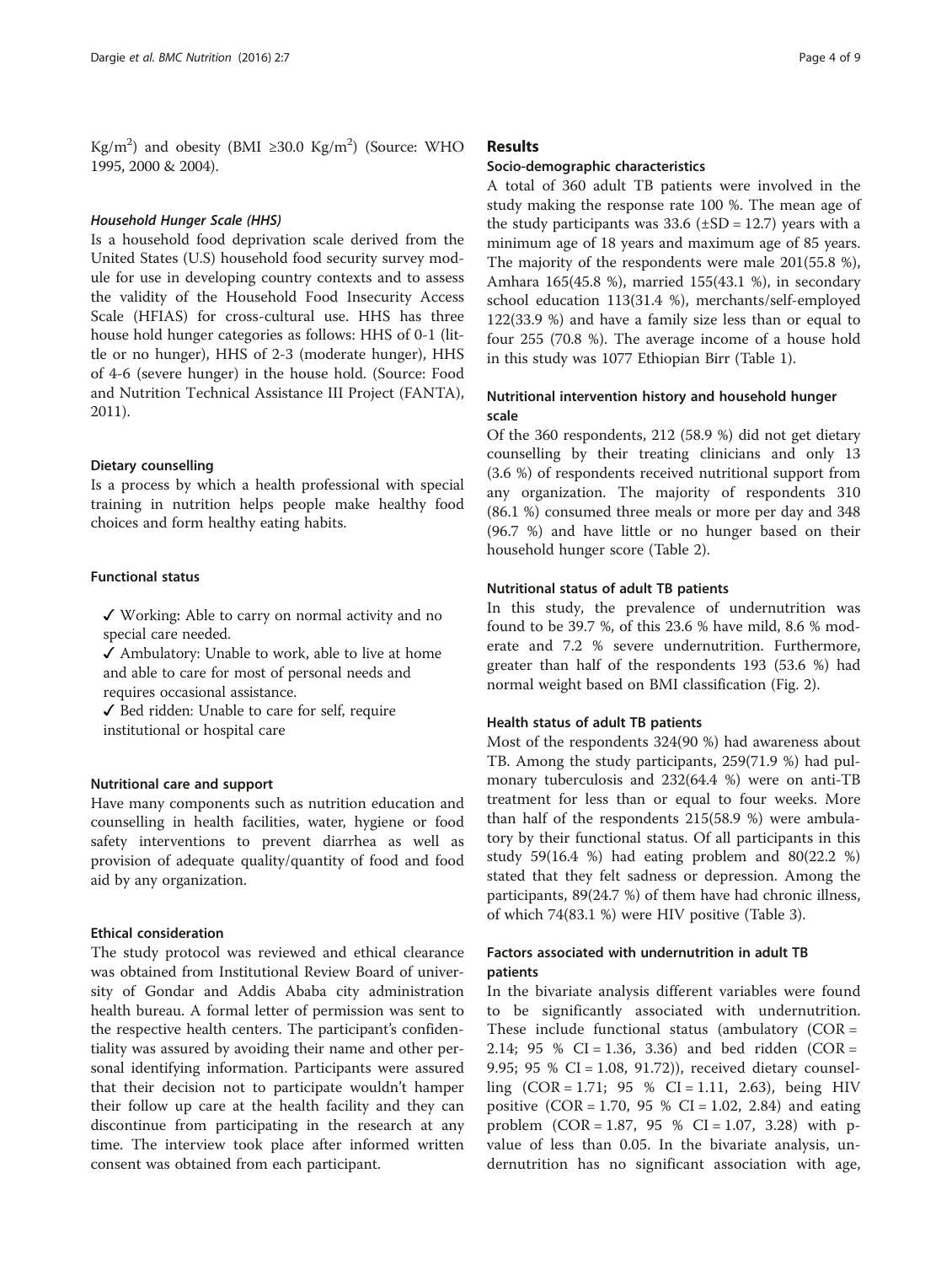Kg/m$^2$) and obesity (BMI ≥30.0 Kg/m$^2$) (Source: WHO 1995, 2000 & 2004).

#### *Household Hunger Scale (HHS)*

Is a household food deprivation scale derived from the United States (U.S) household food security survey module for use in developing country contexts and to assess the validity of the Household Food Insecurity Access Scale (HFIAS) for cross-cultural use. HHS has three house hold hunger categories as follows: HHS of 0-1 (little or no hunger), HHS of 2-3 (moderate hunger), HHS of 4-6 (severe hunger) in the house hold. (Source: Food and Nutrition Technical Assistance III Project (FANTA), 2011).

### Dietary counselling

Is a process by which a health professional with special training in nutrition helps people make healthy food choices and form healthy eating habits.

### Functional status

✓ Working: Able to carry on normal activity and no special care needed.

✓ Ambulatory: Unable to work, able to live at home and able to care for most of personal needs and requires occasional assistance.

✓ Bed ridden: Unable to care for self, require institutional or hospital care

### Nutritional care and support

Have many components such as nutrition education and counselling in health facilities, water, hygiene or food safety interventions to prevent diarrhea as well as provision of adequate quality/quantity of food and food aid by any organization.

### Ethical consideration

The study protocol was reviewed and ethical clearance was obtained from Institutional Review Board of university of Gondar and Addis Ababa city administration health bureau. A formal letter of permission was sent to the respective health centers. The participant's confidentiality was assured by avoiding their name and other personal identifying information. Participants were assured that their decision not to participate wouldn't hamper their follow up care at the health facility and they can discontinue from participating in the research at any time. The interview took place after informed written consent was obtained from each participant.

## Results

### Socio-demographic characteristics

A total of 360 adult TB patients were involved in the study making the response rate 100 %. The mean age of the study participants was 33.6 (±SD = 12.7) years with a minimum age of 18 years and maximum age of 85 years. The majority of the respondents were male 201(55.8 %), Amhara 165(45.8 %), married 155(43.1 %), in secondary school education 113(31.4 %), merchants/self-employed 122(33.9 %) and have a family size less than or equal to four 255 (70.8 %). The average income of a house hold in this study was 1077 Ethiopian Birr (Table 1).

### Nutritional intervention history and household hunger scale

Of the 360 respondents, 212 (58.9 %) did not get dietary counselling by their treating clinicians and only 13 (3.6 %) of respondents received nutritional support from any organization. The majority of respondents 310 (86.1 %) consumed three meals or more per day and 348 (96.7 %) and have little or no hunger based on their household hunger score (Table 2).

### Nutritional status of adult TB patients

In this study, the prevalence of undernutrition was found to be 39.7 %, of this 23.6 % have mild, 8.6 % moderate and 7.2 % severe undernutrition. Furthermore, greater than half of the respondents 193 (53.6 %) had normal weight based on BMI classification (Fig. 2).

### Health status of adult TB patients

Most of the respondents 324(90 %) had awareness about TB. Among the study participants, 259(71.9 %) had pulmonary tuberculosis and 232(64.4 %) were on anti-TB treatment for less than or equal to four weeks. More than half of the respondents 215(58.9 %) were ambulatory by their functional status. Of all participants in this study 59(16.4 %) had eating problem and 80(22.2 %) stated that they felt sadness or depression. Among the participants, 89(24.7 %) of them have had chronic illness, of which 74(83.1 %) were HIV positive (Table 3).

### Factors associated with undernutrition in adult TB patients

In the bivariate analysis different variables were found to be significantly associated with undernutrition. These include functional status (ambulatory (COR = 2.14; 95 % CI = 1.36, 3.36) and bed ridden (COR = 9.95; 95 % CI = 1.08, 91.72)), received dietary counselling (COR = 1.71; 95 % CI = 1.11, 2.63), being HIV positive (COR = 1.70, 95 % CI = 1.02, 2.84) and eating problem (COR = 1.87, 95 % CI = 1.07, 3.28) with p-value of less than 0.05. In the bivariate analysis, undernutrition has no significant association with age,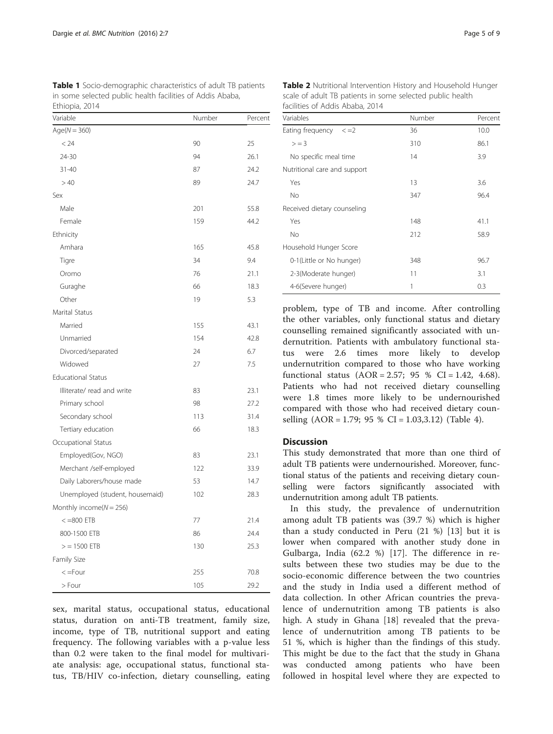**Table 1** Socio-demographic characteristics of adult TB patients in some selected public health facilities of Addis Ababa, Ethiopia, 2014

| Variable | Number | Percent |
|---|---|---|
| Age(N = 360) | | |
| < 24 | 90 | 25 |
| 24-30 | 94 | 26.1 |
| 31-40 | 87 | 24.2 |
| > 40 | 89 | 24.7 |
| Sex | | |
| Male | 201 | 55.8 |
| Female | 159 | 44.2 |
| Ethnicity | | |
| Amhara | 165 | 45.8 |
| Tigre | 34 | 9.4 |
| Oromo | 76 | 21.1 |
| Guraghe | 66 | 18.3 |
| Other | 19 | 5.3 |
| Marital Status | | |
| Married | 155 | 43.1 |
| Unmarried | 154 | 42.8 |
| Divorced/separated | 24 | 6.7 |
| Widowed | 27 | 7.5 |
| Educational Status | | |
| Illiterate/ read and write | 83 | 23.1 |
| Primary school | 98 | 27.2 |
| Secondary school | 113 | 31.4 |
| Tertiary education | 66 | 18.3 |
| Occupational Status | | |
| Employed(Gov, NGO) | 83 | 23.1 |
| Merchant /self-employed | 122 | 33.9 |
| Daily Laborers/house made | 53 | 14.7 |
| Unemployed (student, housemaid) | 102 | 28.3 |
| Monthly income(N = 256) | | |
| < =800 ETB | 77 | 21.4 |
| 800-1500 ETB | 86 | 24.4 |
| > = 1500 ETB | 130 | 25.3 |
| Family Size | | |
| < =Four | 255 | 70.8 |
| > Four | 105 | 29.2 |

**Table 2** Nutritional Intervention History and Household Hunger scale of adult TB patients in some selected public health facilities of Addis Ababa, 2014

| Variables | Number | Percent |
|---|---|---|
| Eating frequency < =2 | 36 | 10.0 |
| > = 3 | 310 | 86.1 |
| No specific meal time | 14 | 3.9 |
| Nutritional care and support | | |
| Yes | 13 | 3.6 |
| No | 347 | 96.4 |
| Received dietary counseling | | |
| Yes | 148 | 41.1 |
| No | 212 | 58.9 |
| Household Hunger Score | | |
| 0-1(Little or No hunger) | 348 | 96.7 |
| 2-3(Moderate hunger) | 11 | 3.1 |
| 4-6(Severe hunger) | 1 | 0.3 |

sex, marital status, occupational status, educational status, duration on anti-TB treatment, family size, income, type of TB, nutritional support and eating frequency. The following variables with a p-value less than 0.2 were taken to the final model for multivariate analysis: age, occupational status, functional status, TB/HIV co-infection, dietary counselling, eating problem, type of TB and income. After controlling the other variables, only functional status and dietary counselling remained significantly associated with undernutrition. Patients with ambulatory functional status were 2.6 times more likely to develop undernutrition compared to those who have working functional status (AOR = 2.57; 95 % CI = 1.42, 4.68). Patients who had not received dietary counselling were 1.8 times more likely to be undernourished compared with those who had received dietary counselling (AOR = 1.79; 95 % CI = 1.03,3.12) (Table 4).

## Discussion

This study demonstrated that more than one third of adult TB patients were undernourished. Moreover, functional status of the patients and receiving dietary counselling were factors significantly associated with undernutrition among adult TB patients.

In this study, the prevalence of undernutrition among adult TB patients was (39.7 %) which is higher than a study conducted in Peru (21 %) [13] but it is lower when compared with another study done in Gulbarga, India (62.2 %) [17]. The difference in results between these two studies may be due to the socio-economic difference between the two countries and the study in India used a different method of data collection. In other African countries the prevalence of undernutrition among TB patients is also high. A study in Ghana [18] revealed that the prevalence of undernutrition among TB patients to be 51 %, which is higher than the findings of this study. This might be due to the fact that the study in Ghana was conducted among patients who have been followed in hospital level where they are expected to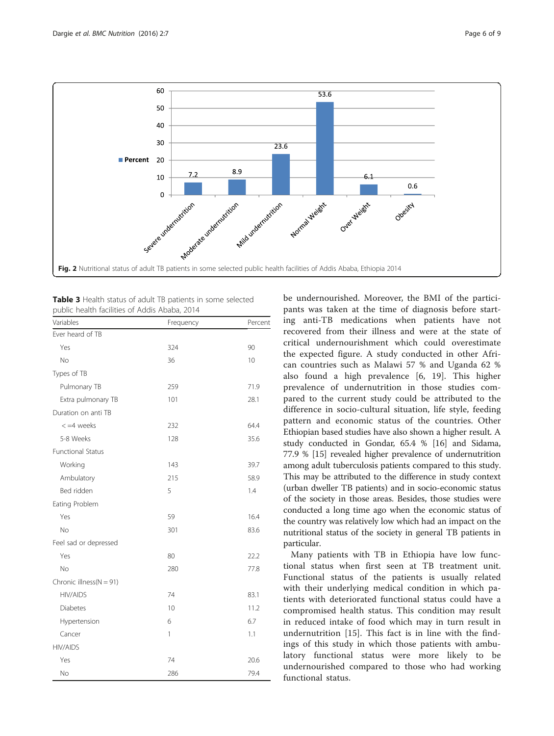Fig. 2 Nutritional status of adult TB patients in some selected public health facilities of Addis Ababa, Ethiopia 2014

**Table 3** Health status of adult TB patients in some selected public health facilities of Addis Ababa, 2014

| Variables | Frequency | Percent |
|---|---|---|
| Ever heard of TB | | |
| Yes | 324 | 90 |
| No | 36 | 10 |
| Types of TB | | |
| Pulmonary TB | 259 | 71.9 |
| Extra pulmonary TB | 101 | 28.1 |
| Duration on anti TB | | |
| < =4 weeks | 232 | 64.4 |
| 5-8 Weeks | 128 | 35.6 |
| Functional Status | | |
| Working | 143 | 39.7 |
| Ambulatory | 215 | 58.9 |
| Bed ridden | 5 | 1.4 |
| Eating Problem | | |
| Yes | 59 | 16.4 |
| No | 301 | 83.6 |
| Feel sad or depressed | | |
| Yes | 80 | 22.2 |
| No | 280 | 77.8 |
| Chronic illness(N = 91) | | |
| HIV/AIDS | 74 | 83.1 |
| Diabetes | 10 | 11.2 |
| Hypertension | 6 | 6.7 |
| Cancer | 1 | 1.1 |
| HIV/AIDS | | |
| Yes | 74 | 20.6 |
| No | 286 | 79.4 |

be undernourished. Moreover, the BMI of the participants was taken at the time of diagnosis before starting anti-TB medications when patients have not recovered from their illness and were at the state of critical undernourishment which could overestimate the expected figure. A study conducted in other African countries such as Malawi 57 % and Uganda 62 % also found a high prevalence [6, 19]. This higher prevalence of undernutrition in those studies compared to the current study could be attributed to the difference in socio-cultural situation, life style, feeding pattern and economic status of the countries. Other Ethiopian based studies have also shown a higher result. A study conducted in Gondar, 65.4 % [16] and Sidama, 77.9 % [15] revealed higher prevalence of undernutrition among adult tuberculosis patients compared to this study. This may be attributed to the difference in study context (urban dweller TB patients) and in socio-economic status of the society in those areas. Besides, those studies were conducted a long time ago when the economic status of the country was relatively low which had an impact on the nutritional status of the society in general TB patients in particular.

Many patients with TB in Ethiopia have low functional status when first seen at TB treatment unit. Functional status of the patients is usually related with their underlying medical condition in which patients with deteriorated functional status could have a compromised health status. This condition may result in reduced intake of food which may in turn result in undernutrition [15]. This fact is in line with the findings of this study in which those patients with ambulatory functional status were more likely to be undernourished compared to those who had working functional status.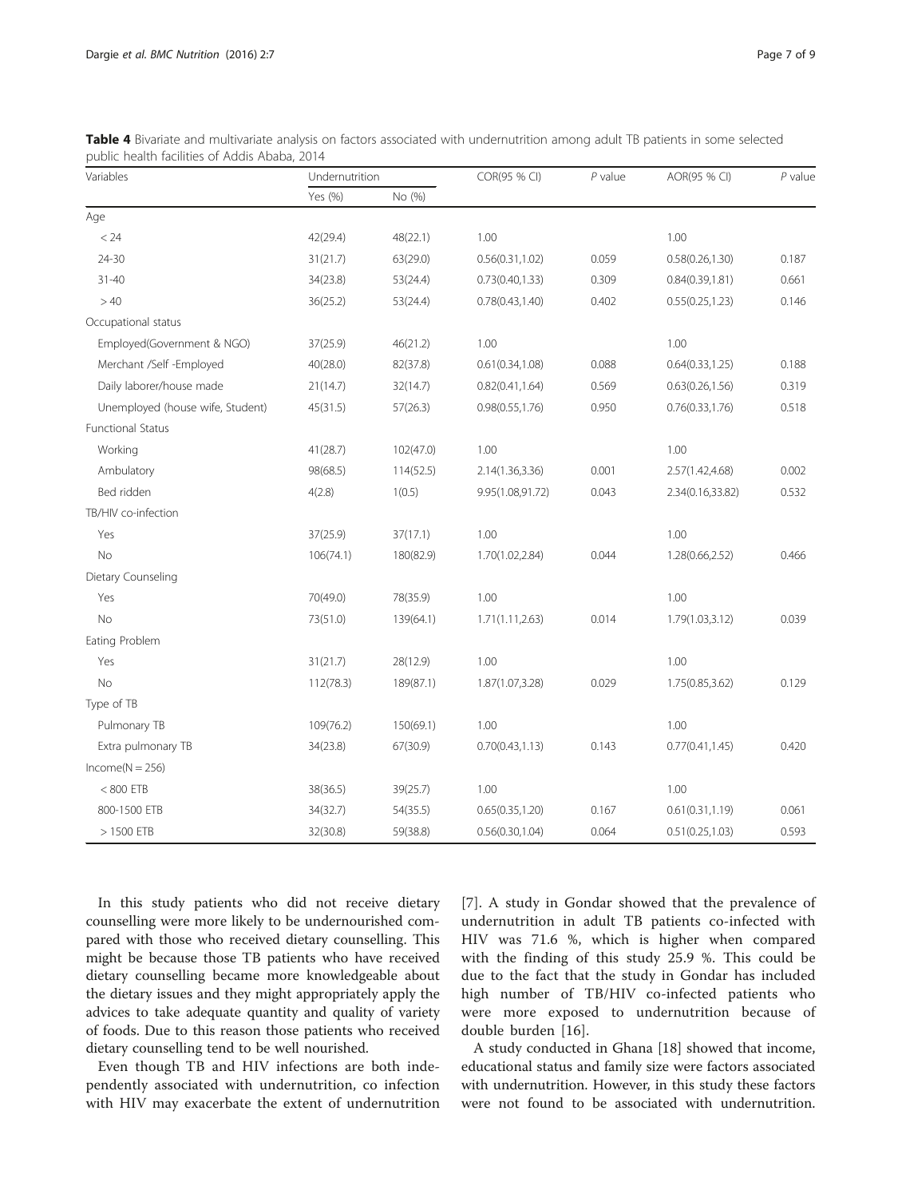**Table 4** Bivariate and multivariate analysis on factors associated with undernutrition among adult TB patients in some selected public health facilities of Addis Ababa, 2014

| Variables | Undernutrition | | COR(95 % CI) | *P* value | AOR(95 % CI) | *P* value |
|---|---|---|---|---|---|---|
| | Yes (%) | No (%) | | | | |
| Age | | | | | | |
| < 24 | 42(29.4) | 48(22.1) | 1.00 | | 1.00 | |
| 24-30 | 31(21.7) | 63(29.0) | 0.56(0.31,1.02) | 0.059 | 0.58(0.26,1.30) | 0.187 |
| 31-40 | 34(23.8) | 53(24.4) | 0.73(0.40,1.33) | 0.309 | 0.84(0.39,1.81) | 0.661 |
| > 40 | 36(25.2) | 53(24.4) | 0.78(0.43,1.40) | 0.402 | 0.55(0.25,1.23) | 0.146 |
| Occupational status | | | | | | |
| Employed(Government & NGO) | 37(25.9) | 46(21.2) | 1.00 | | 1.00 | |
| Merchant /Self -Employed | 40(28.0) | 82(37.8) | 0.61(0.34,1.08) | 0.088 | 0.64(0.33,1.25) | 0.188 |
| Daily laborer/house made | 21(14.7) | 32(14.7) | 0.82(0.41,1.64) | 0.569 | 0.63(0.26,1.56) | 0.319 |
| Unemployed (house wife, Student) | 45(31.5) | 57(26.3) | 0.98(0.55,1.76) | 0.950 | 0.76(0.33,1.76) | 0.518 |
| Functional Status | | | | | | |
| Working | 41(28.7) | 102(47.0) | 1.00 | | 1.00 | |
| Ambulatory | 98(68.5) | 114(52.5) | 2.14(1.36,3.36) | 0.001 | 2.57(1.42,4.68) | 0.002 |
| Bed ridden | 4(2.8) | 1(0.5) | 9.95(1.08,91.72) | 0.043 | 2.34(0.16,33.82) | 0.532 |
| TB/HIV co-infection | | | | | | |
| Yes | 37(25.9) | 37(17.1) | 1.00 | | 1.00 | |
| No | 106(74.1) | 180(82.9) | 1.70(1.02,2.84) | 0.044 | 1.28(0.66,2.52) | 0.466 |
| Dietary Counseling | | | | | | |
| Yes | 70(49.0) | 78(35.9) | 1.00 | | 1.00 | |
| No | 73(51.0) | 139(64.1) | 1.71(1.11,2.63) | 0.014 | 1.79(1.03,3.12) | 0.039 |
| Eating Problem | | | | | | |
| Yes | 31(21.7) | 28(12.9) | 1.00 | | 1.00 | |
| No | 112(78.3) | 189(87.1) | 1.87(1.07,3.28) | 0.029 | 1.75(0.85,3.62) | 0.129 |
| Type of TB | | | | | | |
| Pulmonary TB | 109(76.2) | 150(69.1) | 1.00 | | 1.00 | |
| Extra pulmonary TB | 34(23.8) | 67(30.9) | 0.70(0.43,1.13) | 0.143 | 0.77(0.41,1.45) | 0.420 |
| Income(N = 256) | | | | | | |
| < 800 ETB | 38(36.5) | 39(25.7) | 1.00 | | 1.00 | |
| 800-1500 ETB | 34(32.7) | 54(35.5) | 0.65(0.35,1.20) | 0.167 | 0.61(0.31,1.19) | 0.061 |
| > 1500 ETB | 32(30.8) | 59(38.8) | 0.56(0.30,1.04) | 0.064 | 0.51(0.25,1.03) | 0.593 |

In this study patients who did not receive dietary counselling were more likely to be undernourished compared with those who received dietary counselling. This might be because those TB patients who have received dietary counselling became more knowledgeable about the dietary issues and they might appropriately apply the advices to take adequate quantity and quality of variety of foods. Due to this reason those patients who received dietary counselling tend to be well nourished.

Even though TB and HIV infections are both independently associated with undernutrition, co infection with HIV may exacerbate the extent of undernutrition [7]. A study in Gondar showed that the prevalence of undernutrition in adult TB patients co-infected with HIV was 71.6 %, which is higher when compared with the finding of this study 25.9 %. This could be due to the fact that the study in Gondar has included high number of TB/HIV co-infected patients who were more exposed to undernutrition because of double burden [16].

A study conducted in Ghana [18] showed that income, educational status and family size were factors associated with undernutrition. However, in this study these factors were not found to be associated with undernutrition.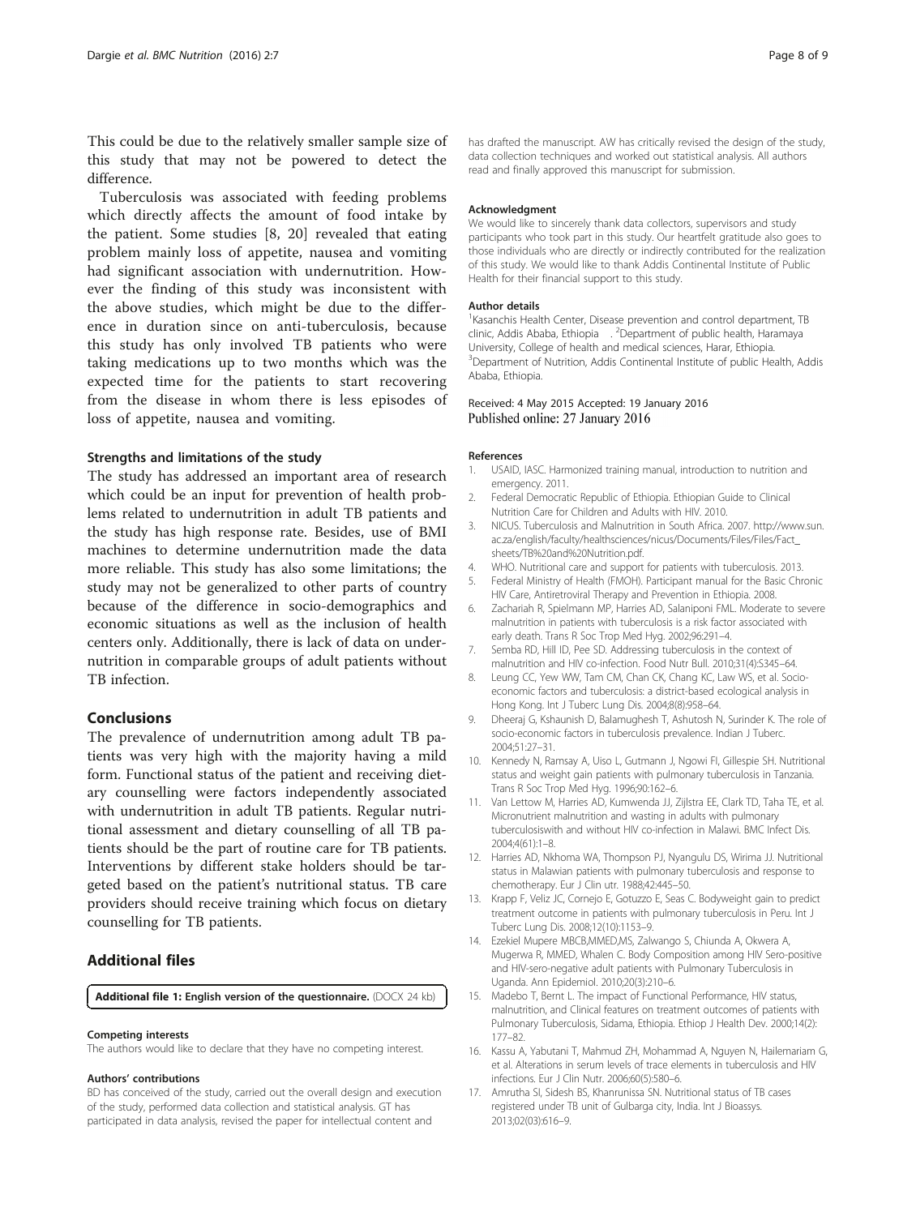This could be due to the relatively smaller sample size of this study that may not be powered to detect the difference.

Tuberculosis was associated with feeding problems which directly affects the amount of food intake by the patient. Some studies [8, 20] revealed that eating problem mainly loss of appetite, nausea and vomiting had significant association with undernutrition. However the finding of this study was inconsistent with the above studies, which might be due to the difference in duration since on anti-tuberculosis, because this study has only involved TB patients who were taking medications up to two months which was the expected time for the patients to start recovering from the disease in whom there is less episodes of loss of appetite, nausea and vomiting.

### Strengths and limitations of the study

The study has addressed an important area of research which could be an input for prevention of health problems related to undernutrition in adult TB patients and the study has high response rate. Besides, use of BMI machines to determine undernutrition made the data more reliable. This study has also some limitations; the study may not be generalized to other parts of country because of the difference in socio-demographics and economic situations as well as the inclusion of health centers only. Additionally, there is lack of data on undernutrition in comparable groups of adult patients without TB infection.

## Conclusions

The prevalence of undernutrition among adult TB patients was very high with the majority having a mild form. Functional status of the patient and receiving dietary counselling were factors independently associated with undernutrition in adult TB patients. Regular nutritional assessment and dietary counselling of all TB patients should be the part of routine care for TB patients. Interventions by different stake holders should be targeted based on the patient's nutritional status. TB care providers should receive training which focus on dietary counselling for TB patients.

## Additional files

**Additional file 1: English version of the questionnaire.** (DOCX 24 kb)

#### Competing interests

The authors would like to declare that they have no competing interest.

#### Authors' contributions

BD has conceived of the study, carried out the overall design and execution of the study, performed data collection and statistical analysis. GT has participated in data analysis, revised the paper for intellectual content and has drafted the manuscript. AW has critically revised the design of the study, data collection techniques and worked out statistical analysis. All authors read and finally approved this manuscript for submission.

#### Acknowledgment

We would like to sincerely thank data collectors, supervisors and study participants who took part in this study. Our heartfelt gratitude also goes to those individuals who are directly or indirectly contributed for the realization of this study. We would like to thank Addis Continental Institute of Public Health for their financial support to this study.

#### Author details

[1]Kasanchis Health Center, Disease prevention and control department, TB clinic, Addis Ababa, Ethiopia. [2]Department of public health, Haramaya University, College of health and medical sciences, Harar, Ethiopia. [3]Department of Nutrition, Addis Continental Institute of public Health, Addis Ababa, Ethiopia.

Received: 4 May 2015 Accepted: 19 January 2016
Published online: 27 January 2016

#### References

1. USAID, IASC. Harmonized training manual, introduction to nutrition and emergency. 2011.
2. Federal Democratic Republic of Ethiopia. Ethiopian Guide to Clinical Nutrition Care for Children and Adults with HIV. 2010.
3. NICUS. Tuberculosis and Malnutrition in South Africa. 2007. http://www.sun.ac.za/english/faculty/healthsciences/nicus/Documents/Files/Files/Fact_sheets/TB%20and%20Nutrition.pdf.
4. WHO. Nutritional care and support for patients with tuberculosis. 2013.
5. Federal Ministry of Health (FMOH). Participant manual for the Basic Chronic HIV Care, Antiretroviral Therapy and Prevention in Ethiopia. 2008.
6. Zachariah R, Spielmann MP, Harries AD, Salaniponi FML. Moderate to severe malnutrition in patients with tuberculosis is a risk factor associated with early death. Trans R Soc Trop Med Hyg. 2002;96:291–4.
7. Semba RD, Hill ID, Pee SD. Addressing tuberculosis in the context of malnutrition and HIV co-infection. Food Nutr Bull. 2010;31(4):S345–64.
8. Leung CC, Yew WW, Tam CM, Chan CK, Chang KC, Law WS, et al. Socio-economic factors and tuberculosis: a district-based ecological analysis in Hong Kong. Int J Tuberc Lung Dis. 2004;8(8):958–64.
9. Dheeraj G, Kshaunish D, Balamughesh T, Ashutosh N, Surinder K. The role of socio-economic factors in tuberculosis prevalence. Indian J Tuberc. 2004;51:27–31.
10. Kennedy N, Ramsay A, Uiso L, Gutmann J, Ngowi FI, Gillespie SH. Nutritional status and weight gain patients with pulmonary tuberculosis in Tanzania. Trans R Soc Trop Med Hyg. 1996;90:162–6.
11. Van Lettow M, Harries AD, Kumwenda JJ, Zijlstra EE, Clark TD, Taha TE, et al. Micronutrient malnutrition and wasting in adults with pulmonary tuberculosiswith and without HIV co-infection in Malawi. BMC Infect Dis. 2004;4(61):1–8.
12. Harries AD, Nkhoma WA, Thompson PJ, Nyangulu DS, Wirima JJ. Nutritional status in Malawian patients with pulmonary tuberculosis and response to chemotherapy. Eur J Clin utr. 1988;42:445–50.
13. Krapp F, Veliz JC, Cornejo E, Gotuzzo E, Seas C. Bodyweight gain to predict treatment outcome in patients with pulmonary tuberculosis in Peru. Int J Tuberc Lung Dis. 2008;12(10):1153–9.
14. Ezekiel Mupere MBCB,MMED,MS, Zalwango S, Chiunda A, Okwera A, Mugerwa R, MMED, Whalen C. Body Composition among HIV Sero-positive and HIV-sero-negative adult patients with Pulmonary Tuberculosis in Uganda. Ann Epidemiol. 2010;20(3):210–6.
15. Madebo T, Bernt L. The impact of Functional Performance, HIV status, malnutrition, and Clinical features on treatment outcomes of patients with Pulmonary Tuberculosis, Sidama, Ethiopia. Ethiop J Health Dev. 2000;14(2): 177–82.
16. Kassu A, Yabutani T, Mahmud ZH, Mohammad A, Nguyen N, Hailemariam G, et al. Alterations in serum levels of trace elements in tuberculosis and HIV infections. Eur J Clin Nutr. 2006;60(5):580–6.
17. Amrutha SI, Sidesh BS, Khanrunissa SN. Nutritional status of TB cases registered under TB unit of Gulbarga city, India. Int J Bioassys. 2013;02(03):616–9.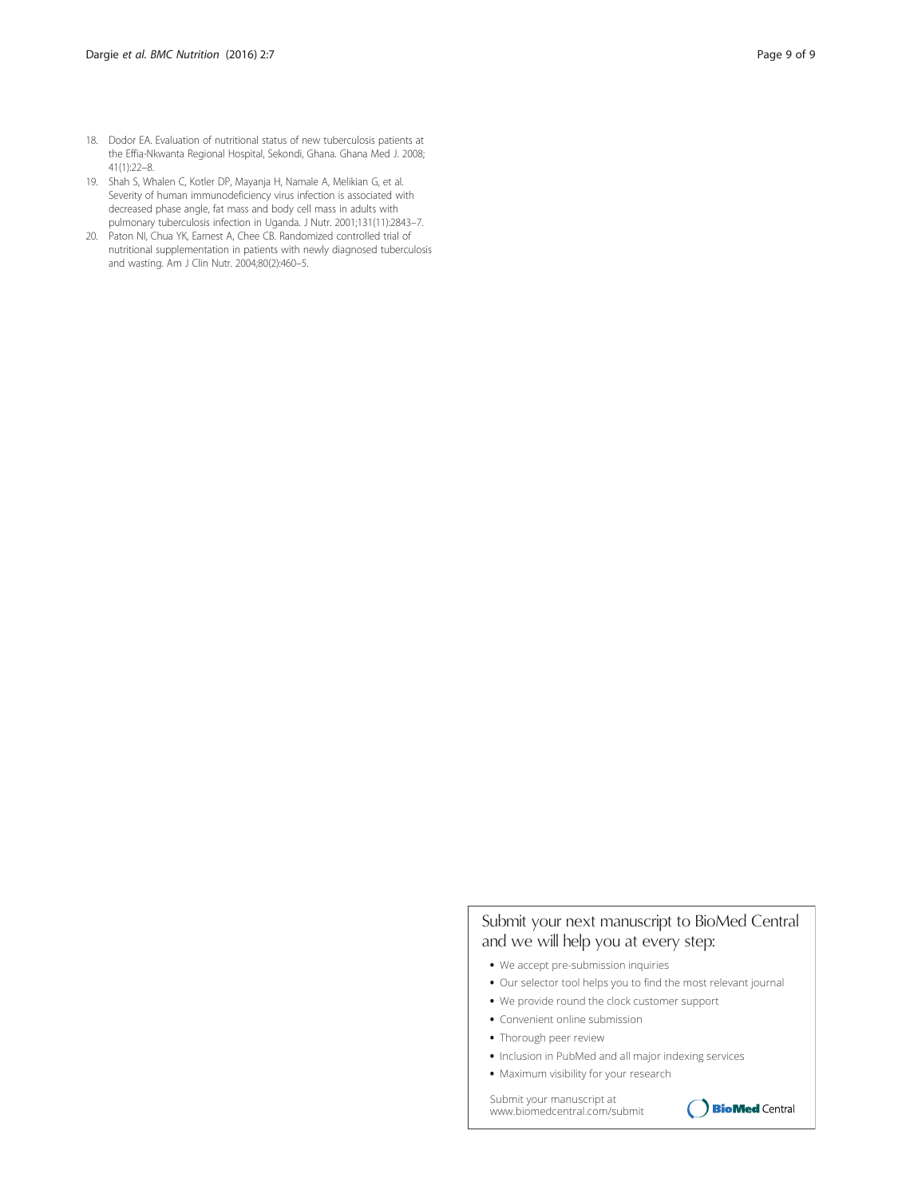18. Dodor EA. Evaluation of nutritional status of new tuberculosis patients at the Effia-Nkwanta Regional Hospital, Sekondi, Ghana. Ghana Med J. 2008; 41(1):22–8.
19. Shah S, Whalen C, Kotler DP, Mayanja H, Namale A, Melikian G, et al. Severity of human immunodeficiency virus infection is associated with decreased phase angle, fat mass and body cell mass in adults with pulmonary tuberculosis infection in Uganda. J Nutr. 2001;131(11):2843–7.
20. Paton NI, Chua YK, Earnest A, Chee CB. Randomized controlled trial of nutritional supplementation in patients with newly diagnosed tuberculosis and wasting. Am J Clin Nutr. 2004;80(2):460–5.

Submit your next manuscript to BioMed Central and we will help you at every step:

- We accept pre-submission inquiries
- Our selector tool helps you to find the most relevant journal
- We provide round the clock customer support
- Convenient online submission
- Thorough peer review
- Inclusion in PubMed and all major indexing services
- Maximum visibility for your research

Submit your manuscript at www.biomedcentral.com/submit

BioMed Central